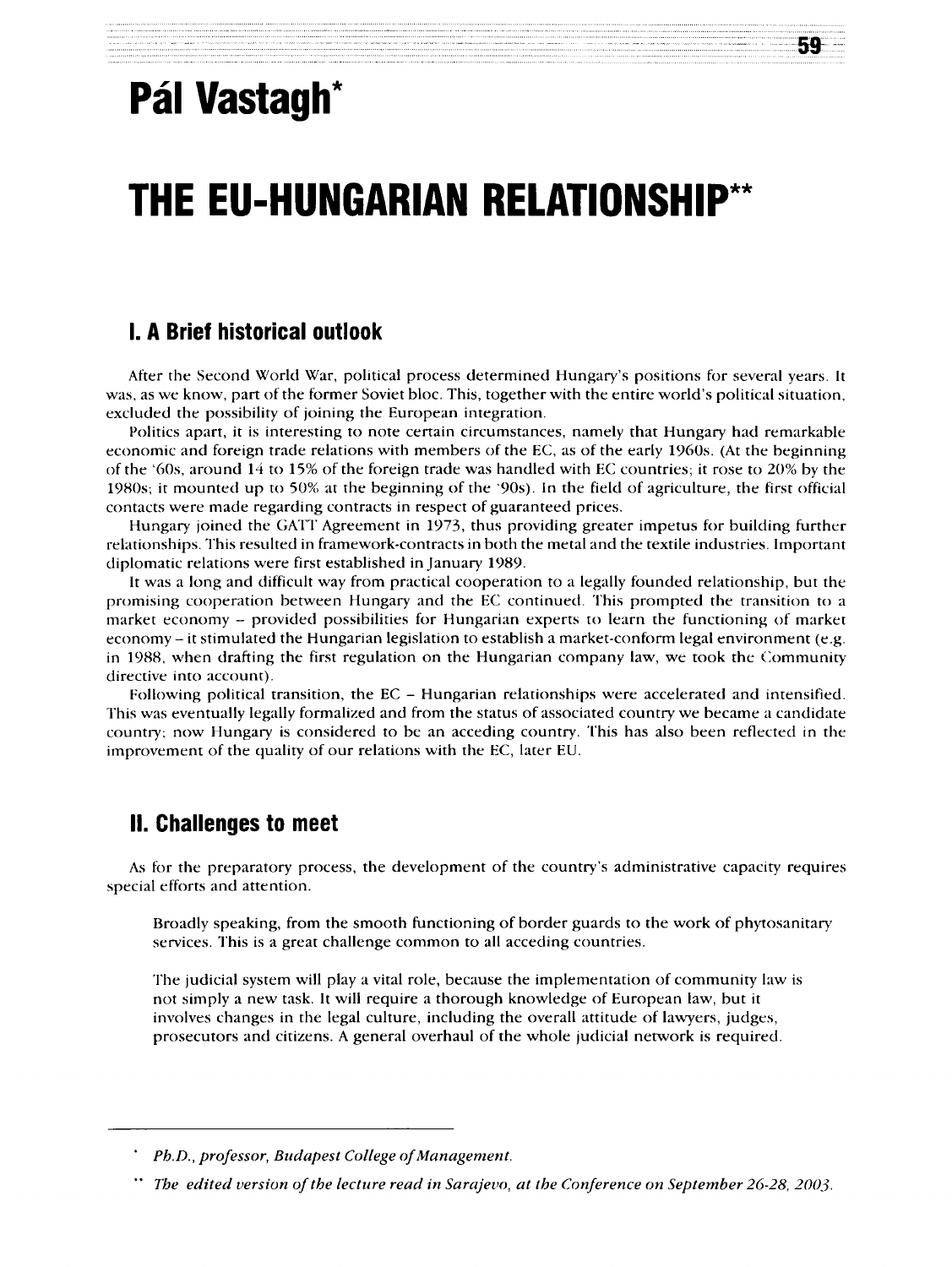# Pál Vastagh*

# THE EU-HUNGARIAN RELATIONSHIP**

## I. A Brief historical outlook

After the Second World War, political process determined Hungary's positions for several years. It was, as we know, part of the former Soviet bloc. This, together with the entire world's political situation, excluded the possibility of joining the European integration.

Politics apart, it is interesting to note certain circumstances, namely that Hungary had remarkable economic and foreign trade relations with members of the EC, as of the early 1960s. (At the beginning of the '60s, around 14 to 15% of the foreign trade was handled with EC countries; it rose to 20% by the 1980s; it mounted up to 50% at the beginning of the '90s). In the field of agriculture, the first official contacts were made regarding contracts in respect of guaranteed prices.

Hungary joined the GATT Agreement in 1973, thus providing greater impetus for building further relationships. This resulted in framework-contracts in both the metal and the textile industries. Important diplomatic relations were first established in January 1989.

It was a long and difficult way from practical cooperation to a legally founded relationship, but the promising cooperation between Hungary and the EC continued. This prompted the transition to a market economy – provided possibilities for Hungarian experts to learn the functioning of market economy – it stimulated the Hungarian legislation to establish a market-conform legal environment (e.g. in 1988, when drafting the first regulation on the Hungarian company law, we took the Community directive into account).

Following political transition, the EC – Hungarian relationships were accelerated and intensified. This was eventually legally formalized and from the status of associated country we became a candidate country; now Hungary is considered to be an acceding country. This has also been reflected in the improvement of the quality of our relations with the EC, later EU.

## II. Challenges to meet

As for the preparatory process, the development of the country's administrative capacity requires special efforts and attention.

> Broadly speaking, from the smooth functioning of border guards to the work of phytosanitary services. This is a great challenge common to all acceding countries.
>
> The judicial system will play a vital role, because the implementation of community law is not simply a new task. It will require a thorough knowledge of European law, but it involves changes in the legal culture, including the overall attitude of lawyers, judges, prosecutors and citizens. A general overhaul of the whole judicial network is required.

---

\* *Ph.D., professor, Budapest College of Management.*

\** *The edited version of the lecture read in Sarajevo, at the Conference on September 26-28, 2003.*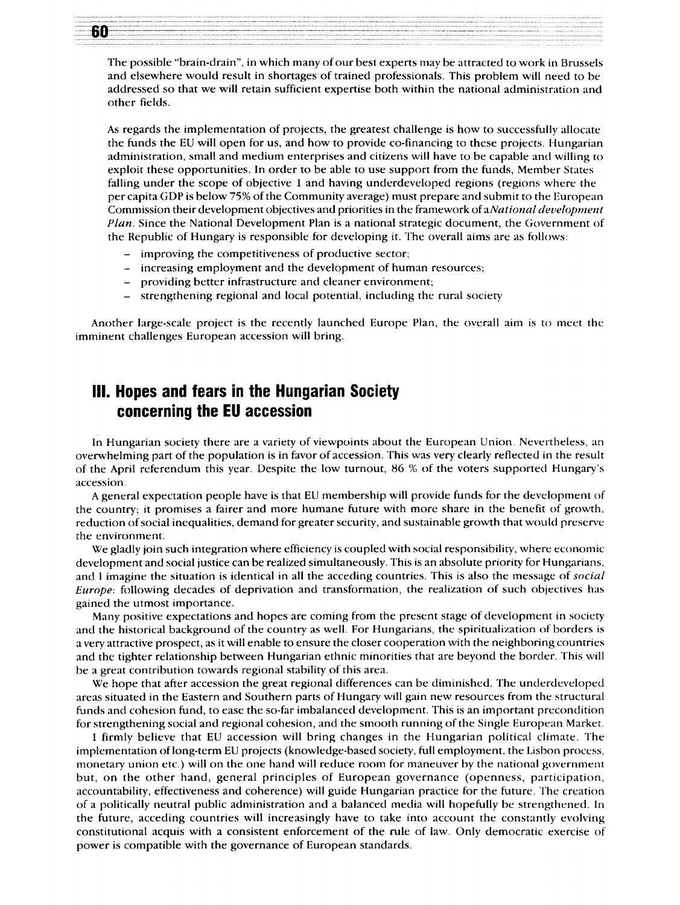The possible "brain-drain", in which many of our best experts may be attracted to work in Brussels and elsewhere would result in shortages of trained professionals. This problem will need to be addressed so that we will retain sufficient expertise both within the national administration and other fields.

As regards the implementation of projects, the greatest challenge is how to successfully allocate the funds the EU will open for us, and how to provide co-financing to these projects. Hungarian administration, small and medium enterprises and citizens will have to be capable and willing to exploit these opportunities. In order to be able to use support from the funds, Member States falling under the scope of objective 1 and having underdeveloped regions (regions where the per capita GDP is below 75% of the Community average) must prepare and submit to the European Commission their development objectives and priorities in the framework of a *National development Plan*. Since the National Development Plan is a national strategic document, the Government of the Republic of Hungary is responsible for developing it. The overall aims are as follows:

- improving the competitiveness of productive sector;
- increasing employment and the development of human resources;
- providing better infrastructure and cleaner environment;
- strengthening regional and local potential, including the rural society

Another large-scale project is the recently launched Europe Plan, the overall aim is to meet the imminent challenges European accession will bring.

## III. Hopes and fears in the Hungarian Society concerning the EU accession

In Hungarian society there are a variety of viewpoints about the European Union. Nevertheless, an overwhelming part of the population is in favor of accession. This was very clearly reflected in the result of the April referendum this year. Despite the low turnout, 86 % of the voters supported Hungary's accession.

A general expectation people have is that EU membership will provide funds for the development of the country; it promises a fairer and more humane future with more share in the benefit of growth, reduction of social inequalities, demand for greater security, and sustainable growth that would preserve the environment.

We gladly join such integration where efficiency is coupled with social responsibility, where economic development and social justice can be realized simultaneously. This is an absolute priority for Hungarians, and I imagine the situation is identical in all the acceding countries. This is also the message of *social Europe*: following decades of deprivation and transformation, the realization of such objectives has gained the utmost importance.

Many positive expectations and hopes are coming from the present stage of development in society and the historical background of the country as well. For Hungarians, the spiritualization of borders is a very attractive prospect, as it will enable to ensure the closer cooperation with the neighboring countries and the tighter relationship between Hungarian ethnic minorities that are beyond the border. This will be a great contribution towards regional stability of this area.

We hope that after accession the great regional differences can be diminished. The underdeveloped areas situated in the Eastern and Southern parts of Hungary will gain new resources from the structural funds and cohesion fund, to ease the so-far imbalanced development. This is an important precondition for strengthening social and regional cohesion, and the smooth running of the Single European Market.

I firmly believe that EU accession will bring changes in the Hungarian political climate. The implementation of long-term EU projects (knowledge-based society, full employment, the Lisbon process, monetary union etc.) will on the one hand will reduce room for maneuver by the national government but, on the other hand, general principles of European governance (openness, participation, accountability, effectiveness and coherence) will guide Hungarian practice for the future. The creation of a politically neutral public administration and a balanced media will hopefully be strengthened. In the future, acceding countries will increasingly have to take into account the constantly evolving constitutional acquis with a consistent enforcement of the rule of law. Only democratic exercise of power is compatible with the governance of European standards.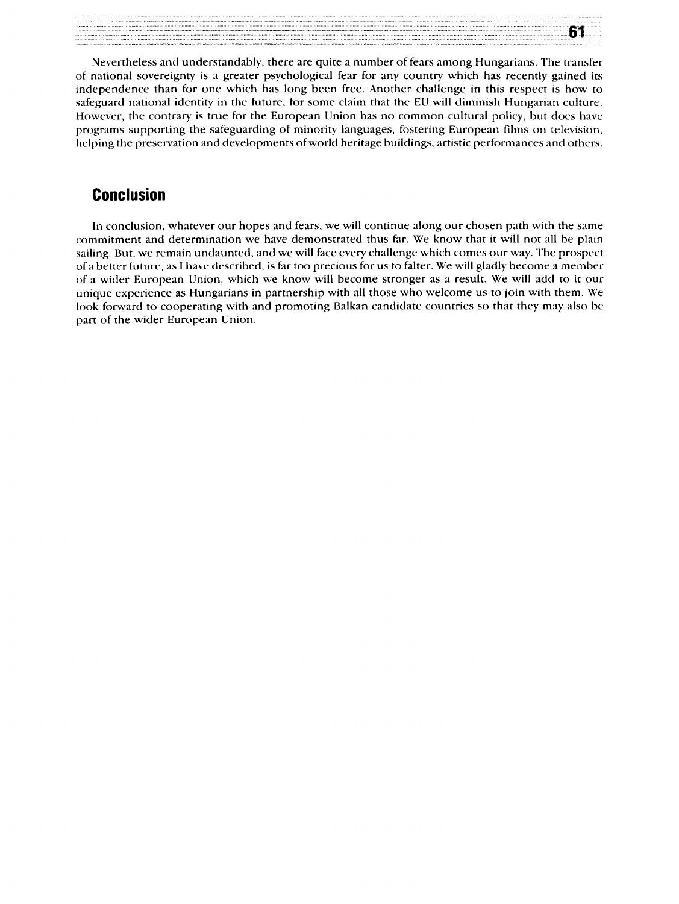Nevertheless and understandably, there are quite a number of fears among Hungarians. The transfer of national sovereignty is a greater psychological fear for any country which has recently gained its independence than for one which has long been free. Another challenge in this respect is how to safeguard national identity in the future, for some claim that the EU will diminish Hungarian culture. However, the contrary is true for the European Union has no common cultural policy, but does have programs supporting the safeguarding of minority languages, fostering European films on television, helping the preservation and developments of world heritage buildings, artistic performances and others.

## Conclusion

In conclusion, whatever our hopes and fears, we will continue along our chosen path with the same commitment and determination we have demonstrated thus far. We know that it will not all be plain sailing. But, we remain undaunted, and we will face every challenge which comes our way. The prospect of a better future, as I have described, is far too precious for us to falter. We will gladly become a member of a wider European Union, which we know will become stronger as a result. We will add to it our unique experience as Hungarians in partnership with all those who welcome us to join with them. We look forward to cooperating with and promoting Balkan candidate countries so that they may also be part of the wider European Union.